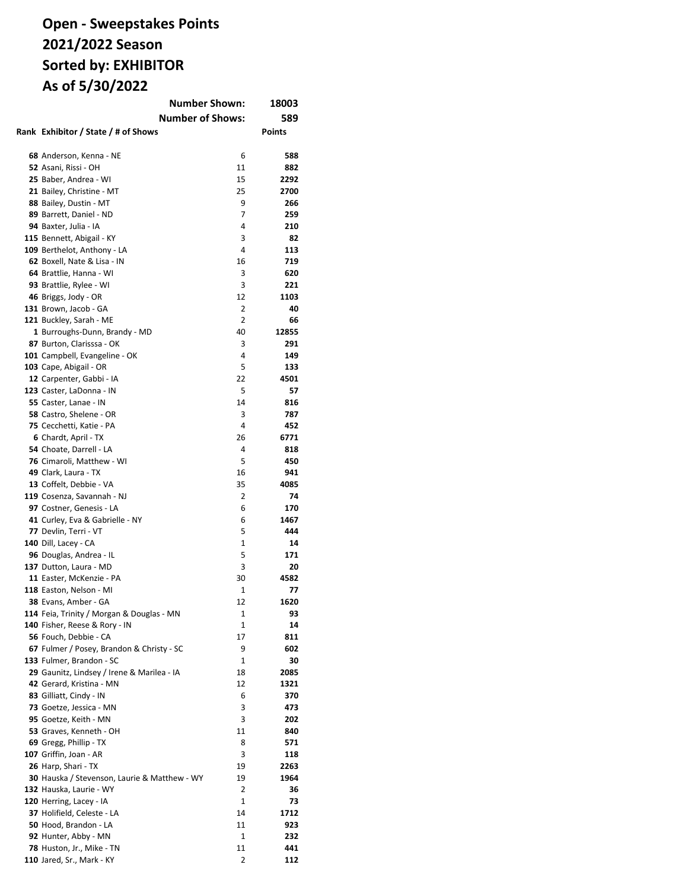# Open - Sweepstakes Points
# 2021/2022 Season
# Sorted by: EXHIBITOR
# As of 5/30/2022

| | | |
|---|---|---|
| **Number Shown:** | | **18003** |
| **Number of Shows:** | | **589** |

| Rank | Exhibitor / State / # of Shows | | Points |
|---|---|---|---|
| 68 | Anderson, Kenna - NE | 6 | **588** |
| 52 | Asani, Rissi - OH | 11 | **882** |
| 25 | Baber, Andrea - WI | 15 | **2292** |
| 21 | Bailey, Christine - MT | 25 | **2700** |
| 88 | Bailey, Dustin - MT | 9 | **266** |
| 89 | Barrett, Daniel - ND | 7 | **259** |
| 94 | Baxter, Julia - IA | 4 | **210** |
| 115 | Bennett, Abigail - KY | 3 | **82** |
| 109 | Berthelot, Anthony - LA | 4 | **113** |
| 62 | Boxell, Nate & Lisa - IN | 16 | **719** |
| 64 | Brattlie, Hanna - WI | 3 | **620** |
| 93 | Brattlie, Rylee - WI | 3 | **221** |
| 46 | Briggs, Jody - OR | 12 | **1103** |
| 131 | Brown, Jacob - GA | 2 | **40** |
| 121 | Buckley, Sarah - ME | 2 | **66** |
| 1 | Burroughs-Dunn, Brandy - MD | 40 | **12855** |
| 87 | Burton, Clarisssa - OK | 3 | **291** |
| 101 | Campbell, Evangeline - OK | 4 | **149** |
| 103 | Cape, Abigail - OR | 5 | **133** |
| 12 | Carpenter, Gabbi - IA | 22 | **4501** |
| 123 | Caster, LaDonna - IN | 5 | **57** |
| 55 | Caster, Lanae - IN | 14 | **816** |
| 58 | Castro, Shelene - OR | 3 | **787** |
| 75 | Cecchetti, Katie - PA | 4 | **452** |
| 6 | Chardt, April - TX | 26 | **6771** |
| 54 | Choate, Darrell - LA | 4 | **818** |
| 76 | Cimaroli, Matthew - WI | 5 | **450** |
| 49 | Clark, Laura - TX | 16 | **941** |
| 13 | Coffelt, Debbie - VA | 35 | **4085** |
| 119 | Cosenza, Savannah - NJ | 2 | **74** |
| 97 | Costner, Genesis - LA | 6 | **170** |
| 41 | Curley, Eva & Gabrielle - NY | 6 | **1467** |
| 77 | Devlin, Terri - VT | 5 | **444** |
| 140 | Dill, Lacey - CA | 1 | **14** |
| 96 | Douglas, Andrea - IL | 5 | **171** |
| 137 | Dutton, Laura - MD | 3 | **20** |
| 11 | Easter, McKenzie - PA | 30 | **4582** |
| 118 | Easton, Nelson - MI | 1 | **77** |
| 38 | Evans, Amber - GA | 12 | **1620** |
| 114 | Feia, Trinity / Morgan & Douglas - MN | 1 | **93** |
| 140 | Fisher, Reese & Rory - IN | 1 | **14** |
| 56 | Fouch, Debbie - CA | 17 | **811** |
| 67 | Fulmer / Posey, Brandon & Christy - SC | 9 | **602** |
| 133 | Fulmer, Brandon - SC | 1 | **30** |
| 29 | Gaunitz, Lindsey / Irene & Marilea - IA | 18 | **2085** |
| 42 | Gerard, Kristina - MN | 12 | **1321** |
| 83 | Gilliatt, Cindy - IN | 6 | **370** |
| 73 | Goetze, Jessica - MN | 3 | **473** |
| 95 | Goetze, Keith - MN | 3 | **202** |
| 53 | Graves, Kenneth - OH | 11 | **840** |
| 69 | Gregg, Phillip - TX | 8 | **571** |
| 107 | Griffin, Joan - AR | 3 | **118** |
| 26 | Harp, Shari - TX | 19 | **2263** |
| 30 | Hauska / Stevenson, Laurie & Matthew - WY | 19 | **1964** |
| 132 | Hauska, Laurie - WY | 2 | **36** |
| 120 | Herring, Lacey - IA | 1 | **73** |
| 37 | Holifield, Celeste - LA | 14 | **1712** |
| 50 | Hood, Brandon - LA | 11 | **923** |
| 92 | Hunter, Abby - MN | 1 | **232** |
| 78 | Huston, Jr., Mike - TN | 11 | **441** |
| 110 | Jared, Sr., Mark - KY | 2 | **112** |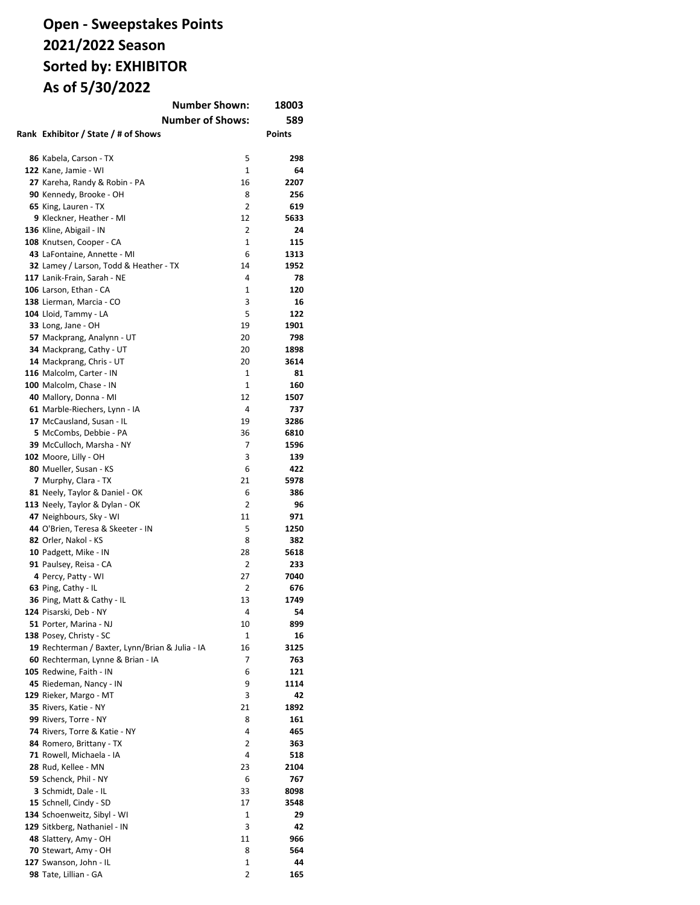# Open - Sweepstakes Points
# 2021/2022 Season
# Sorted by: EXHIBITOR
# As of 5/30/2022

**Number Shown: 18003**

**Number of Shows: 589**

| Rank | Exhibitor / State / # of Shows | | Points |
|---|---|---|---|
| 86 | Kabela, Carson - TX | 5 | 298 |
| 122 | Kane, Jamie - WI | 1 | 64 |
| 27 | Kareha, Randy & Robin - PA | 16 | 2207 |
| 90 | Kennedy, Brooke - OH | 8 | 256 |
| 65 | King, Lauren - TX | 2 | 619 |
| 9 | Kleckner, Heather - MI | 12 | 5633 |
| 136 | Kline, Abigail - IN | 2 | 24 |
| 108 | Knutsen, Cooper - CA | 1 | 115 |
| 43 | LaFontaine, Annette - MI | 6 | 1313 |
| 32 | Lamey / Larson, Todd & Heather - TX | 14 | 1952 |
| 117 | Lanik-Frain, Sarah - NE | 4 | 78 |
| 106 | Larson, Ethan - CA | 1 | 120 |
| 138 | Lierman, Marcia - CO | 3 | 16 |
| 104 | Lloid, Tammy - LA | 5 | 122 |
| 33 | Long, Jane - OH | 19 | 1901 |
| 57 | Mackprang, Analynn - UT | 20 | 798 |
| 34 | Mackprang, Cathy - UT | 20 | 1898 |
| 14 | Mackprang, Chris - UT | 20 | 3614 |
| 116 | Malcolm, Carter - IN | 1 | 81 |
| 100 | Malcolm, Chase - IN | 1 | 160 |
| 40 | Mallory, Donna - MI | 12 | 1507 |
| 61 | Marble-Riechers, Lynn - IA | 4 | 737 |
| 17 | McCausland, Susan - IL | 19 | 3286 |
| 5 | McCombs, Debbie - PA | 36 | 6810 |
| 39 | McCulloch, Marsha - NY | 7 | 1596 |
| 102 | Moore, Lilly - OH | 3 | 139 |
| 80 | Mueller, Susan - KS | 6 | 422 |
| 7 | Murphy, Clara - TX | 21 | 5978 |
| 81 | Neely, Taylor & Daniel - OK | 6 | 386 |
| 113 | Neely, Taylor & Dylan - OK | 2 | 96 |
| 47 | Neighbours, Sky - WI | 11 | 971 |
| 44 | O'Brien, Teresa & Skeeter - IN | 5 | 1250 |
| 82 | Orler, Nakol - KS | 8 | 382 |
| 10 | Padgett, Mike - IN | 28 | 5618 |
| 91 | Paulsey, Reisa - CA | 2 | 233 |
| 4 | Percy, Patty - WI | 27 | 7040 |
| 63 | Ping, Cathy - IL | 2 | 676 |
| 36 | Ping, Matt & Cathy - IL | 13 | 1749 |
| 124 | Pisarski, Deb - NY | 4 | 54 |
| 51 | Porter, Marina - NJ | 10 | 899 |
| 138 | Posey, Christy - SC | 1 | 16 |
| 19 | Rechterman / Baxter, Lynn/Brian & Julia - IA | 16 | 3125 |
| 60 | Rechterman, Lynne & Brian - IA | 7 | 763 |
| 105 | Redwine, Faith - IN | 6 | 121 |
| 45 | Riedeman, Nancy - IN | 9 | 1114 |
| 129 | Rieker, Margo - MT | 3 | 42 |
| 35 | Rivers, Katie - NY | 21 | 1892 |
| 99 | Rivers, Torre - NY | 8 | 161 |
| 74 | Rivers, Torre & Katie - NY | 4 | 465 |
| 84 | Romero, Brittany - TX | 2 | 363 |
| 71 | Rowell, Michaela - IA | 4 | 518 |
| 28 | Rud, Kellee - MN | 23 | 2104 |
| 59 | Schenck, Phil - NY | 6 | 767 |
| 3 | Schmidt, Dale - IL | 33 | 8098 |
| 15 | Schnell, Cindy - SD | 17 | 3548 |
| 134 | Schoenweitz, Sibyl - WI | 1 | 29 |
| 129 | Sitkberg, Nathaniel - IN | 3 | 42 |
| 48 | Slattery, Amy - OH | 11 | 966 |
| 70 | Stewart, Amy - OH | 8 | 564 |
| 127 | Swanson, John - IL | 1 | 44 |
| 98 | Tate, Lillian - GA | 2 | 165 |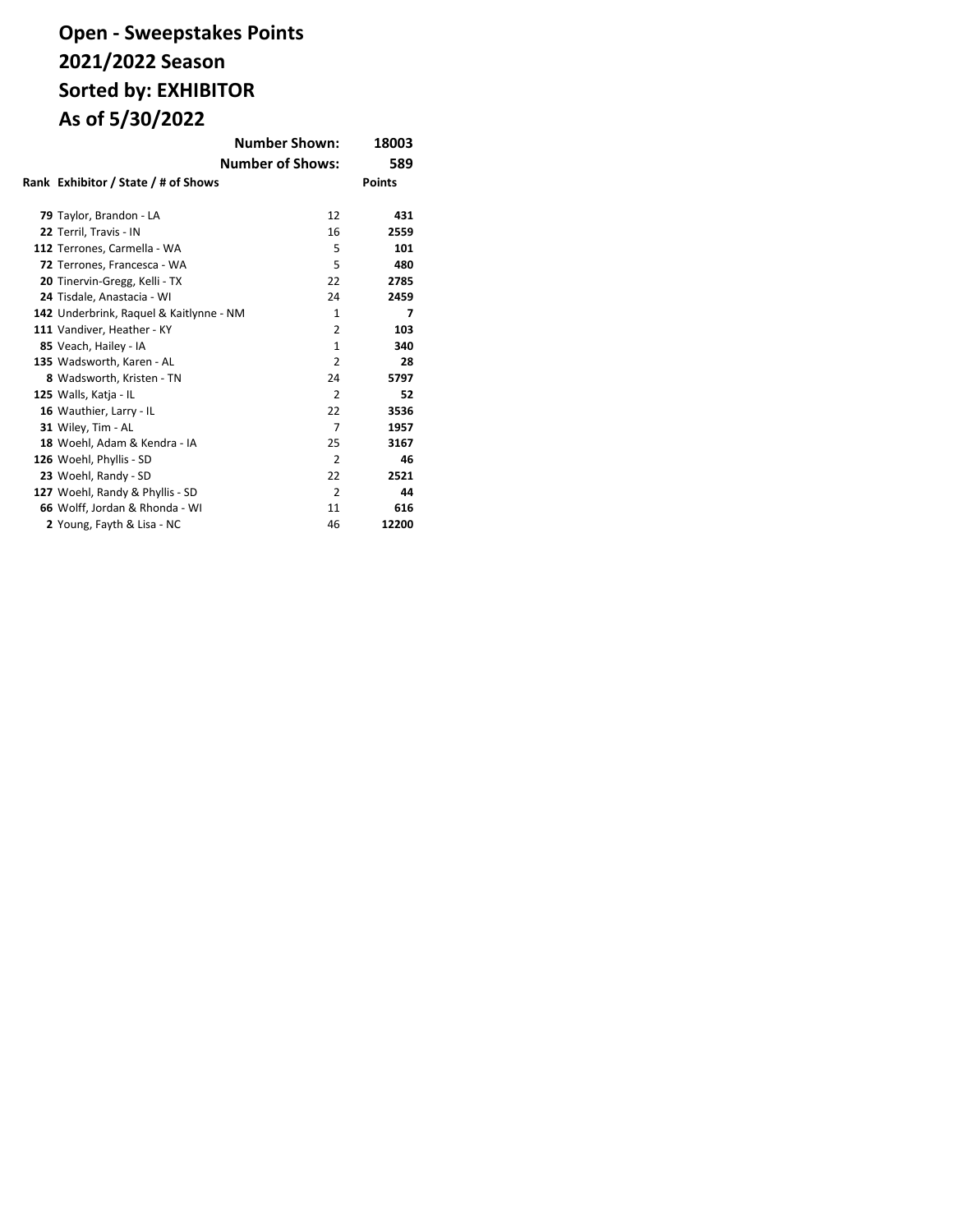# Open - Sweepstakes Points
# 2021/2022 Season
# Sorted by: EXHIBITOR
# As of 5/30/2022

| | Number Shown: | 18003 |
|---|---|---|
| | Number of Shows: | 589 |

| Rank | Exhibitor / State / # of Shows | | Points |
|---|---|---|---|
| **79** | Taylor, Brandon - LA | 12 | **431** |
| **22** | Terril, Travis - IN | 16 | **2559** |
| **112** | Terrones, Carmella - WA | 5 | **101** |
| **72** | Terrones, Francesca - WA | 5 | **480** |
| **20** | Tinervin-Gregg, Kelli - TX | 22 | **2785** |
| **24** | Tisdale, Anastacia - WI | 24 | **2459** |
| **142** | Underbrink, Raquel & Kaitlynne - NM | 1 | **7** |
| **111** | Vandiver, Heather - KY | 2 | **103** |
| **85** | Veach, Hailey - IA | 1 | **340** |
| **135** | Wadsworth, Karen - AL | 2 | **28** |
| **8** | Wadsworth, Kristen - TN | 24 | **5797** |
| **125** | Walls, Katja - IL | 2 | **52** |
| **16** | Wauthier, Larry - IL | 22 | **3536** |
| **31** | Wiley, Tim - AL | 7 | **1957** |
| **18** | Woehl, Adam & Kendra - IA | 25 | **3167** |
| **126** | Woehl, Phyllis - SD | 2 | **46** |
| **23** | Woehl, Randy - SD | 22 | **2521** |
| **127** | Woehl, Randy & Phyllis - SD | 2 | **44** |
| **66** | Wolff, Jordan & Rhonda - WI | 11 | **616** |
| **2** | Young, Fayth & Lisa - NC | 46 | **12200** |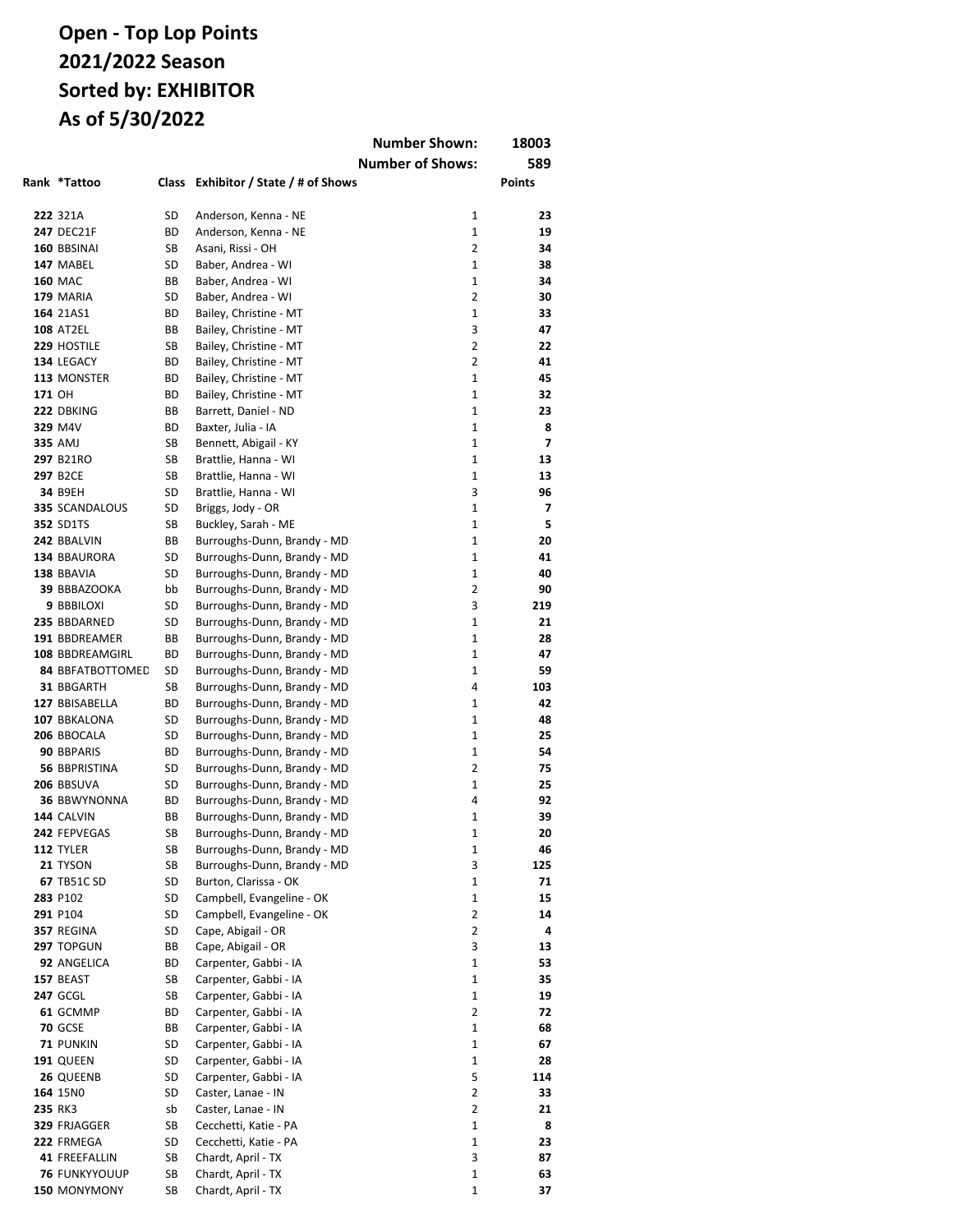# Open - Top Lop Points
# 2021/2022 Season
# Sorted by: EXHIBITOR
# As of 5/30/2022

| | | | Number Shown: | | 18003 |
|---|---|---|---|---|---|
| | | | Number of Shows: | | 589 |
| **Rank** | ***Tattoo** | **Class** | **Exhibitor / State / # of Shows** | | **Points** |
| 222 | 321A | SD | Anderson, Kenna - NE | 1 | 23 |
| 247 | DEC21F | BD | Anderson, Kenna - NE | 1 | 19 |
| 160 | BBSINAI | SB | Asani, Rissi - OH | 2 | 34 |
| 147 | MABEL | SD | Baber, Andrea - WI | 1 | 38 |
| 160 | MAC | BB | Baber, Andrea - WI | 1 | 34 |
| 179 | MARIA | SD | Baber, Andrea - WI | 2 | 30 |
| 164 | 21AS1 | BD | Bailey, Christine - MT | 1 | 33 |
| 108 | AT2EL | BB | Bailey, Christine - MT | 3 | 47 |
| 229 | HOSTILE | SB | Bailey, Christine - MT | 2 | 22 |
| 134 | LEGACY | BD | Bailey, Christine - MT | 2 | 41 |
| 113 | MONSTER | BD | Bailey, Christine - MT | 1 | 45 |
| 171 | OH | BD | Bailey, Christine - MT | 1 | 32 |
| 222 | DBKING | BB | Barrett, Daniel - ND | 1 | 23 |
| 329 | M4V | BD | Baxter, Julia - IA | 1 | 8 |
| 335 | AMJ | SB | Bennett, Abigail - KY | 1 | 7 |
| 297 | B21RO | SB | Brattlie, Hanna - WI | 1 | 13 |
| 297 | B2CE | SB | Brattlie, Hanna - WI | 1 | 13 |
| 34 | B9EH | SD | Brattlie, Hanna - WI | 3 | 96 |
| 335 | SCANDALOUS | SD | Briggs, Jody - OR | 1 | 7 |
| 352 | SD1TS | SB | Buckley, Sarah - ME | 1 | 5 |
| 242 | BBALVIN | BB | Burroughs-Dunn, Brandy - MD | 1 | 20 |
| 134 | BBAURORA | SD | Burroughs-Dunn, Brandy - MD | 1 | 41 |
| 138 | BBAVIA | SD | Burroughs-Dunn, Brandy - MD | 1 | 40 |
| 39 | BBBAZOOKA | bb | Burroughs-Dunn, Brandy - MD | 2 | 90 |
| 9 | BBBILOXI | SD | Burroughs-Dunn, Brandy - MD | 3 | 219 |
| 235 | BBDARNED | SD | Burroughs-Dunn, Brandy - MD | 1 | 21 |
| 191 | BBDREAMER | BB | Burroughs-Dunn, Brandy - MD | 1 | 28 |
| 108 | BBDREAMGIRL | BD | Burroughs-Dunn, Brandy - MD | 1 | 47 |
| 84 | BBFATBOTTOMED | SD | Burroughs-Dunn, Brandy - MD | 1 | 59 |
| 31 | BBGARTH | SB | Burroughs-Dunn, Brandy - MD | 4 | 103 |
| 127 | BBISABELLA | BD | Burroughs-Dunn, Brandy - MD | 1 | 42 |
| 107 | BBKALONA | SD | Burroughs-Dunn, Brandy - MD | 1 | 48 |
| 206 | BBOCALA | SD | Burroughs-Dunn, Brandy - MD | 1 | 25 |
| 90 | BBPARIS | BD | Burroughs-Dunn, Brandy - MD | 1 | 54 |
| 56 | BBPRISTINA | SD | Burroughs-Dunn, Brandy - MD | 2 | 75 |
| 206 | BBSUVA | SD | Burroughs-Dunn, Brandy - MD | 1 | 25 |
| 36 | BBWYNONNA | BD | Burroughs-Dunn, Brandy - MD | 4 | 92 |
| 144 | CALVIN | BB | Burroughs-Dunn, Brandy - MD | 1 | 39 |
| 242 | FEPVEGAS | SB | Burroughs-Dunn, Brandy - MD | 1 | 20 |
| 112 | TYLER | SB | Burroughs-Dunn, Brandy - MD | 1 | 46 |
| 21 | TYSON | SB | Burroughs-Dunn, Brandy - MD | 3 | 125 |
| 67 | TB51C SD | SD | Burton, Clarissa - OK | 1 | 71 |
| 283 | P102 | SD | Campbell, Evangeline - OK | 1 | 15 |
| 291 | P104 | SD | Campbell, Evangeline - OK | 2 | 14 |
| 357 | REGINA | SD | Cape, Abigail - OR | 2 | 4 |
| 297 | TOPGUN | BB | Cape, Abigail - OR | 3 | 13 |
| 92 | ANGELICA | BD | Carpenter, Gabbi - IA | 1 | 53 |
| 157 | BEAST | SB | Carpenter, Gabbi - IA | 1 | 35 |
| 247 | GCGL | SB | Carpenter, Gabbi - IA | 1 | 19 |
| 61 | GCMMP | BD | Carpenter, Gabbi - IA | 2 | 72 |
| 70 | GCSE | BB | Carpenter, Gabbi - IA | 1 | 68 |
| 71 | PUNKIN | SD | Carpenter, Gabbi - IA | 1 | 67 |
| 191 | QUEEN | SD | Carpenter, Gabbi - IA | 1 | 28 |
| 26 | QUEENB | SD | Carpenter, Gabbi - IA | 5 | 114 |
| 164 | 15N0 | SD | Caster, Lanae - IN | 2 | 33 |
| 235 | RK3 | sb | Caster, Lanae - IN | 2 | 21 |
| 329 | FRJAGGER | SB | Cecchetti, Katie - PA | 1 | 8 |
| 222 | FRMEGA | SD | Cecchetti, Katie - PA | 1 | 23 |
| 41 | FREEFALLIN | SB | Chardt, April - TX | 3 | 87 |
| 76 | FUNKYYOUUP | SB | Chardt, April - TX | 1 | 63 |
| 150 | MONYMONY | SB | Chardt, April - TX | 1 | 37 |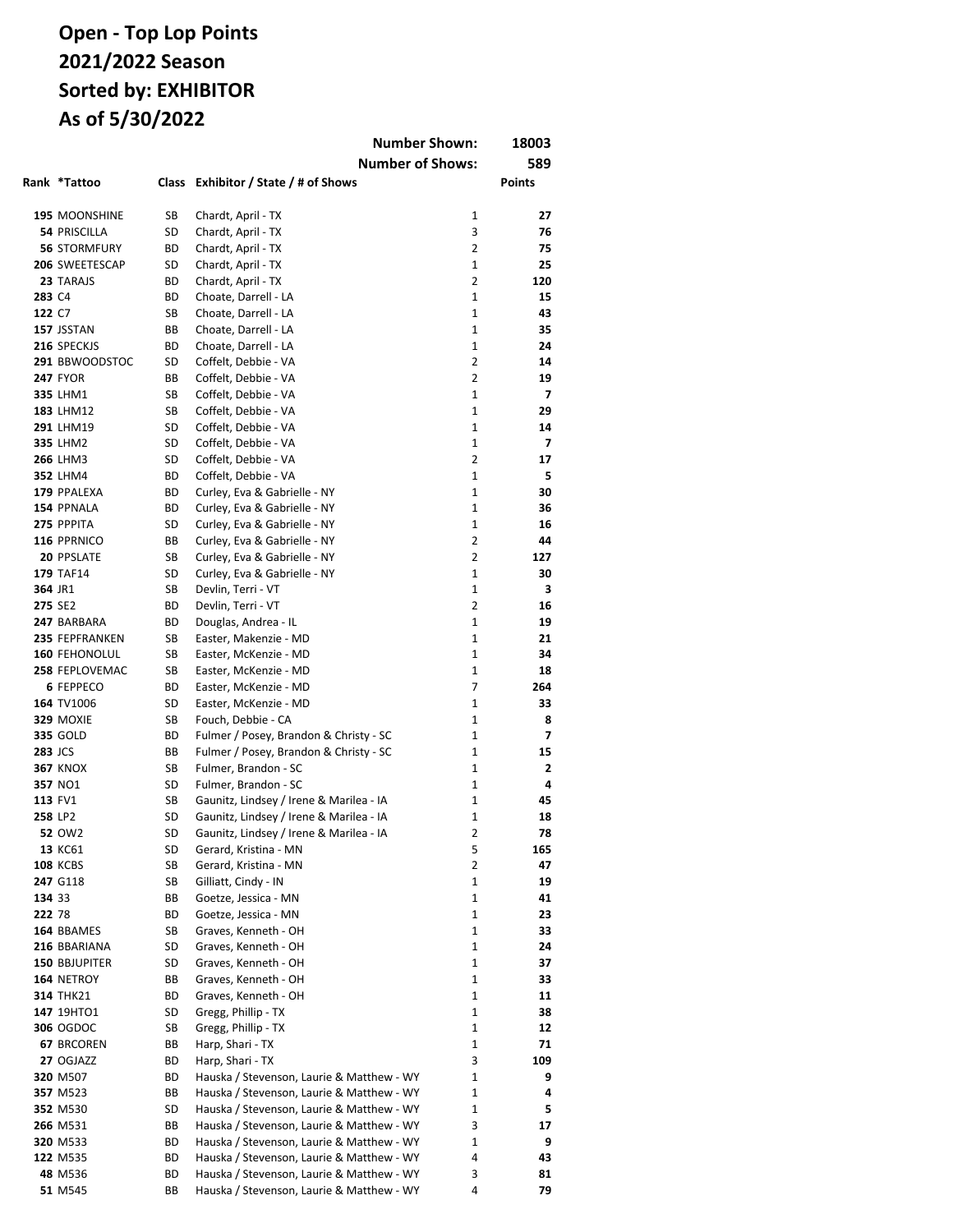# Open - Top Lop Points
# 2021/2022 Season
# Sorted by: EXHIBITOR
# As of 5/30/2022

Number Shown: 18003

Number of Shows: 589

| Rank | *Tattoo | Class | Exhibitor / State / # of Shows | | Points |
|---|---|---|---|---|---|
| 195 | MOONSHINE | SB | Chardt, April - TX | 1 | 27 |
| 54 | PRISCILLA | SD | Chardt, April - TX | 3 | 76 |
| 56 | STORMFURY | BD | Chardt, April - TX | 2 | 75 |
| 206 | SWEETESCAP | SD | Chardt, April - TX | 1 | 25 |
| 23 | TARAJS | BD | Chardt, April - TX | 2 | 120 |
| 283 | C4 | BD | Choate, Darrell - LA | 1 | 15 |
| 122 | C7 | SB | Choate, Darrell - LA | 1 | 43 |
| 157 | JSSTAN | BB | Choate, Darrell - LA | 1 | 35 |
| 216 | SPECKJS | BD | Choate, Darrell - LA | 1 | 24 |
| 291 | BBWOODSTOC | SD | Coffelt, Debbie - VA | 2 | 14 |
| 247 | FYOR | BB | Coffelt, Debbie - VA | 2 | 19 |
| 335 | LHM1 | SB | Coffelt, Debbie - VA | 1 | 7 |
| 183 | LHM12 | SB | Coffelt, Debbie - VA | 1 | 29 |
| 291 | LHM19 | SD | Coffelt, Debbie - VA | 1 | 14 |
| 335 | LHM2 | SD | Coffelt, Debbie - VA | 1 | 7 |
| 266 | LHM3 | SD | Coffelt, Debbie - VA | 2 | 17 |
| 352 | LHM4 | BD | Coffelt, Debbie - VA | 1 | 5 |
| 179 | PPALEXA | BD | Curley, Eva & Gabrielle - NY | 1 | 30 |
| 154 | PPNALA | BD | Curley, Eva & Gabrielle - NY | 1 | 36 |
| 275 | PPPITA | SD | Curley, Eva & Gabrielle - NY | 1 | 16 |
| 116 | PPRNICO | BB | Curley, Eva & Gabrielle - NY | 2 | 44 |
| 20 | PPSLATE | SB | Curley, Eva & Gabrielle - NY | 2 | 127 |
| 179 | TAF14 | SD | Curley, Eva & Gabrielle - NY | 1 | 30 |
| 364 | JR1 | SB | Devlin, Terri - VT | 1 | 3 |
| 275 | SE2 | BD | Devlin, Terri - VT | 2 | 16 |
| 247 | BARBARA | BD | Douglas, Andrea - IL | 1 | 19 |
| 235 | FEPFRANKEN | SB | Easter, Makenzie - MD | 1 | 21 |
| 160 | FEHONOLUL | SB | Easter, McKenzie - MD | 1 | 34 |
| 258 | FEPLOVEMAC | SB | Easter, McKenzie - MD | 1 | 18 |
| 6 | FEPPECO | BD | Easter, McKenzie - MD | 7 | 264 |
| 164 | TV1006 | SD | Easter, McKenzie - MD | 1 | 33 |
| 329 | MOXIE | SB | Fouch, Debbie - CA | 1 | 8 |
| 335 | GOLD | BD | Fulmer / Posey, Brandon & Christy - SC | 1 | 7 |
| 283 | JCS | BB | Fulmer / Posey, Brandon & Christy - SC | 1 | 15 |
| 367 | KNOX | SB | Fulmer, Brandon - SC | 1 | 2 |
| 357 | NO1 | SD | Fulmer, Brandon - SC | 1 | 4 |
| 113 | FV1 | SB | Gaunitz, Lindsey / Irene & Marilea - IA | 1 | 45 |
| 258 | LP2 | SD | Gaunitz, Lindsey / Irene & Marilea - IA | 1 | 18 |
| 52 | OW2 | SD | Gaunitz, Lindsey / Irene & Marilea - IA | 2 | 78 |
| 13 | KC61 | SD | Gerard, Kristina - MN | 5 | 165 |
| 108 | KCBS | SB | Gerard, Kristina - MN | 2 | 47 |
| 247 | G118 | SB | Gilliatt, Cindy - IN | 1 | 19 |
| 134 | 33 | BB | Goetze, Jessica - MN | 1 | 41 |
| 222 | 78 | BD | Goetze, Jessica - MN | 1 | 23 |
| 164 | BBAMES | SB | Graves, Kenneth - OH | 1 | 33 |
| 216 | BBARIANA | SD | Graves, Kenneth - OH | 1 | 24 |
| 150 | BBJUPITER | SD | Graves, Kenneth - OH | 1 | 37 |
| 164 | NETROY | BB | Graves, Kenneth - OH | 1 | 33 |
| 314 | THK21 | BD | Graves, Kenneth - OH | 1 | 11 |
| 147 | 19HTO1 | SD | Gregg, Phillip - TX | 1 | 38 |
| 306 | OGDOC | SB | Gregg, Phillip - TX | 1 | 12 |
| 67 | BRCOREN | BB | Harp, Shari - TX | 1 | 71 |
| 27 | OGJAZZ | BD | Harp, Shari - TX | 3 | 109 |
| 320 | M507 | BD | Hauska / Stevenson, Laurie & Matthew - WY | 1 | 9 |
| 357 | M523 | BB | Hauska / Stevenson, Laurie & Matthew - WY | 1 | 4 |
| 352 | M530 | SD | Hauska / Stevenson, Laurie & Matthew - WY | 1 | 5 |
| 266 | M531 | BB | Hauska / Stevenson, Laurie & Matthew - WY | 3 | 17 |
| 320 | M533 | BD | Hauska / Stevenson, Laurie & Matthew - WY | 1 | 9 |
| 122 | M535 | BD | Hauska / Stevenson, Laurie & Matthew - WY | 4 | 43 |
| 48 | M536 | BD | Hauska / Stevenson, Laurie & Matthew - WY | 3 | 81 |
| 51 | M545 | BB | Hauska / Stevenson, Laurie & Matthew - WY | 4 | 79 |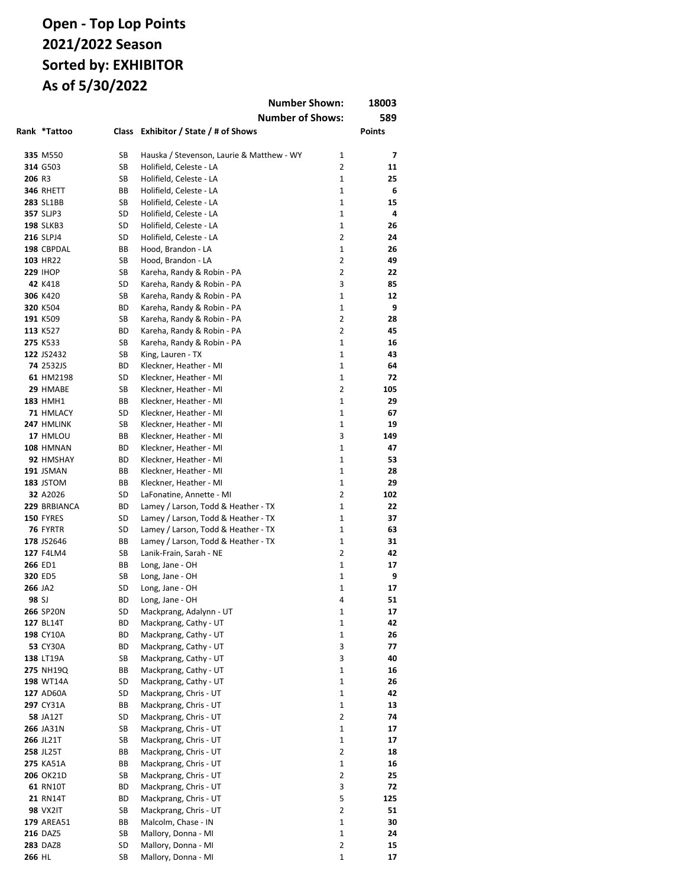# Open - Top Lop Points
# 2021/2022 Season
# Sorted by: EXHIBITOR
# As of 5/30/2022

| | | | Number Shown: | | 18003 |
|---|---|---|---|---|---|
| | | | Number of Shows: | | 589 |
| Rank | *Tattoo | Class | Exhibitor / State / # of Shows | | Points |
| 335 | M550 | SB | Hauska / Stevenson, Laurie & Matthew - WY | 1 | 7 |
| 314 | G503 | SB | Holifield, Celeste - LA | 2 | 11 |
| 206 | R3 | SB | Holifield, Celeste - LA | 1 | 25 |
| 346 | RHETT | BB | Holifield, Celeste - LA | 1 | 6 |
| 283 | SL1BB | SB | Holifield, Celeste - LA | 1 | 15 |
| 357 | SLJP3 | SD | Holifield, Celeste - LA | 1 | 4 |
| 198 | SLKB3 | SD | Holifield, Celeste - LA | 1 | 26 |
| 216 | SLPJ4 | SD | Holifield, Celeste - LA | 2 | 24 |
| 198 | CBPDAL | BB | Hood, Brandon - LA | 1 | 26 |
| 103 | HR22 | SB | Hood, Brandon - LA | 2 | 49 |
| 229 | IHOP | SB | Kareha, Randy & Robin - PA | 2 | 22 |
| 42 | K418 | SD | Kareha, Randy & Robin - PA | 3 | 85 |
| 306 | K420 | SB | Kareha, Randy & Robin - PA | 1 | 12 |
| 320 | K504 | BD | Kareha, Randy & Robin - PA | 1 | 9 |
| 191 | K509 | SB | Kareha, Randy & Robin - PA | 2 | 28 |
| 113 | K527 | BD | Kareha, Randy & Robin - PA | 2 | 45 |
| 275 | K533 | SB | Kareha, Randy & Robin - PA | 1 | 16 |
| 122 | JS2432 | SB | King, Lauren - TX | 1 | 43 |
| 74 | 2532JS | BD | Kleckner, Heather - MI | 1 | 64 |
| 61 | HM2198 | SD | Kleckner, Heather - MI | 1 | 72 |
| 29 | HMABE | SB | Kleckner, Heather - MI | 2 | 105 |
| 183 | HMH1 | BB | Kleckner, Heather - MI | 1 | 29 |
| 71 | HMLACY | SD | Kleckner, Heather - MI | 1 | 67 |
| 247 | HMLINK | SB | Kleckner, Heather - MI | 1 | 19 |
| 17 | HMLOU | BB | Kleckner, Heather - MI | 3 | 149 |
| 108 | HMNAN | BD | Kleckner, Heather - MI | 1 | 47 |
| 92 | HMSHAY | BD | Kleckner, Heather - MI | 1 | 53 |
| 191 | JSMAN | BB | Kleckner, Heather - MI | 1 | 28 |
| 183 | JSTOM | BB | Kleckner, Heather - MI | 1 | 29 |
| 32 | A2026 | SD | LaFonatine, Annette - MI | 2 | 102 |
| 229 | BRBIANCA | BD | Lamey / Larson, Todd & Heather - TX | 1 | 22 |
| 150 | FYRES | SD | Lamey / Larson, Todd & Heather - TX | 1 | 37 |
| 76 | FYRTR | SD | Lamey / Larson, Todd & Heather - TX | 1 | 63 |
| 178 | JS2646 | BB | Lamey / Larson, Todd & Heather - TX | 1 | 31 |
| 127 | F4LM4 | SB | Lanik-Frain, Sarah - NE | 2 | 42 |
| 266 | ED1 | BB | Long, Jane - OH | 1 | 17 |
| 320 | ED5 | SB | Long, Jane - OH | 1 | 9 |
| 266 | JA2 | SD | Long, Jane - OH | 1 | 17 |
| 98 | SJ | BD | Long, Jane - OH | 4 | 51 |
| 266 | SP20N | SD | Mackprang, Adalynn - UT | 1 | 17 |
| 127 | BL14T | BD | Mackprang, Cathy - UT | 1 | 42 |
| 198 | CY10A | BD | Mackprang, Cathy - UT | 1 | 26 |
| 53 | CY30A | BD | Mackprang, Cathy - UT | 3 | 77 |
| 138 | LT19A | SB | Mackprang, Cathy - UT | 3 | 40 |
| 275 | NH19Q | BB | Mackprang, Cathy - UT | 1 | 16 |
| 198 | WT14A | SD | Mackprang, Cathy - UT | 1 | 26 |
| 127 | AD60A | SD | Mackprang, Chris - UT | 1 | 42 |
| 297 | CY31A | BB | Mackprang, Chris - UT | 1 | 13 |
| 58 | JA12T | SD | Mackprang, Chris - UT | 2 | 74 |
| 266 | JA31N | SB | Mackprang, Chris - UT | 1 | 17 |
| 266 | JL21T | SB | Mackprang, Chris - UT | 1 | 17 |
| 258 | JL25T | BB | Mackprang, Chris - UT | 2 | 18 |
| 275 | KA51A | BB | Mackprang, Chris - UT | 1 | 16 |
| 206 | OK21D | SB | Mackprang, Chris - UT | 2 | 25 |
| 61 | RN10T | BD | Mackprang, Chris - UT | 3 | 72 |
| 21 | RN14T | BD | Mackprang, Chris - UT | 5 | 125 |
| 98 | VX2IT | SB | Mackprang, Chris - UT | 2 | 51 |
| 179 | AREA51 | BB | Malcolm, Chase - IN | 1 | 30 |
| 216 | DAZ5 | SB | Mallory, Donna - MI | 1 | 24 |
| 283 | DAZ8 | SD | Mallory, Donna - MI | 2 | 15 |
| 266 | HL | SB | Mallory, Donna - MI | 1 | 17 |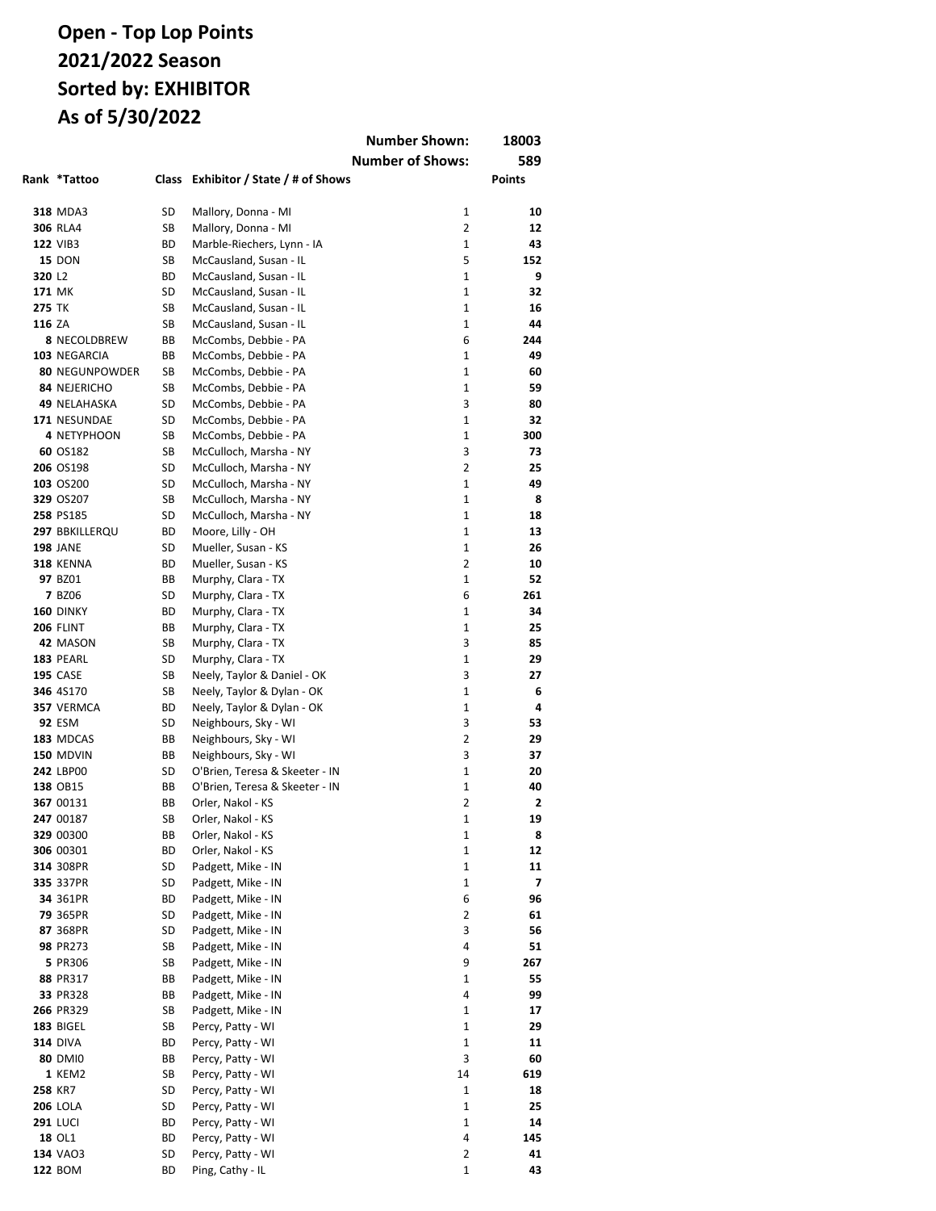# Open - Top Lop Points
# 2021/2022 Season
# Sorted by: EXHIBITOR
# As of 5/30/2022

| | | | Number Shown: | | 18003 |
|---|---|---|---|---|---|
| | | | Number of Shows: | | 589 |
| Rank | *Tattoo | Class | Exhibitor / State / # of Shows | | Points |
| 318 | MDA3 | SD | Mallory, Donna - MI | 1 | 10 |
| 306 | RLA4 | SB | Mallory, Donna - MI | 2 | 12 |
| 122 | VIB3 | BD | Marble-Riechers, Lynn - IA | 1 | 43 |
| 15 | DON | SB | McCausland, Susan - IL | 5 | 152 |
| 320 | L2 | BD | McCausland, Susan - IL | 1 | 9 |
| 171 | MK | SD | McCausland, Susan - IL | 1 | 32 |
| 275 | TK | SB | McCausland, Susan - IL | 1 | 16 |
| 116 | ZA | SB | McCausland, Susan - IL | 1 | 44 |
| 8 | NECOLDBREW | BB | McCombs, Debbie - PA | 6 | 244 |
| 103 | NEGARCIA | BB | McCombs, Debbie - PA | 1 | 49 |
| 80 | NEGUNPOWDER | SB | McCombs, Debbie - PA | 1 | 60 |
| 84 | NEJERICHO | SB | McCombs, Debbie - PA | 1 | 59 |
| 49 | NELAHASKA | SD | McCombs, Debbie - PA | 3 | 80 |
| 171 | NESUNDAE | SD | McCombs, Debbie - PA | 1 | 32 |
| 4 | NETYPHOON | SB | McCombs, Debbie - PA | 1 | 300 |
| 60 | OS182 | SB | McCulloch, Marsha - NY | 3 | 73 |
| 206 | OS198 | SD | McCulloch, Marsha - NY | 2 | 25 |
| 103 | OS200 | SD | McCulloch, Marsha - NY | 1 | 49 |
| 329 | OS207 | SB | McCulloch, Marsha - NY | 1 | 8 |
| 258 | PS185 | SD | McCulloch, Marsha - NY | 1 | 18 |
| 297 | BBKILLERQU | BD | Moore, Lilly - OH | 1 | 13 |
| 198 | JANE | SD | Mueller, Susan - KS | 1 | 26 |
| 318 | KENNA | BD | Mueller, Susan - KS | 2 | 10 |
| 97 | BZ01 | BB | Murphy, Clara - TX | 1 | 52 |
| 7 | BZ06 | SD | Murphy, Clara - TX | 6 | 261 |
| 160 | DINKY | BD | Murphy, Clara - TX | 1 | 34 |
| 206 | FLINT | BB | Murphy, Clara - TX | 1 | 25 |
| 42 | MASON | SB | Murphy, Clara - TX | 3 | 85 |
| 183 | PEARL | SD | Murphy, Clara - TX | 1 | 29 |
| 195 | CASE | SB | Neely, Taylor & Daniel - OK | 3 | 27 |
| 346 | 4S170 | SB | Neely, Taylor & Dylan - OK | 1 | 6 |
| 357 | VERMCA | BD | Neely, Taylor & Dylan - OK | 1 | 4 |
| 92 | ESM | SD | Neighbours, Sky - WI | 3 | 53 |
| 183 | MDCAS | BB | Neighbours, Sky - WI | 2 | 29 |
| 150 | MDVIN | BB | Neighbours, Sky - WI | 3 | 37 |
| 242 | LBP00 | SD | O'Brien, Teresa & Skeeter - IN | 1 | 20 |
| 138 | OB15 | BB | O'Brien, Teresa & Skeeter - IN | 1 | 40 |
| 367 | 00131 | BB | Orler, Nakol - KS | 2 | 2 |
| 247 | 00187 | SB | Orler, Nakol - KS | 1 | 19 |
| 329 | 00300 | BB | Orler, Nakol - KS | 1 | 8 |
| 306 | 00301 | BD | Orler, Nakol - KS | 1 | 12 |
| 314 | 308PR | SD | Padgett, Mike - IN | 1 | 11 |
| 335 | 337PR | SD | Padgett, Mike - IN | 1 | 7 |
| 34 | 361PR | BD | Padgett, Mike - IN | 6 | 96 |
| 79 | 365PR | SD | Padgett, Mike - IN | 2 | 61 |
| 87 | 368PR | SD | Padgett, Mike - IN | 3 | 56 |
| 98 | PR273 | SB | Padgett, Mike - IN | 4 | 51 |
| 5 | PR306 | SB | Padgett, Mike - IN | 9 | 267 |
| 88 | PR317 | BB | Padgett, Mike - IN | 1 | 55 |
| 33 | PR328 | BB | Padgett, Mike - IN | 4 | 99 |
| 266 | PR329 | SB | Padgett, Mike - IN | 1 | 17 |
| 183 | BIGEL | SB | Percy, Patty - WI | 1 | 29 |
| 314 | DIVA | BD | Percy, Patty - WI | 1 | 11 |
| 80 | DMI0 | BB | Percy, Patty - WI | 3 | 60 |
| 1 | KEM2 | SB | Percy, Patty - WI | 14 | 619 |
| 258 | KR7 | SD | Percy, Patty - WI | 1 | 18 |
| 206 | LOLA | SD | Percy, Patty - WI | 1 | 25 |
| 291 | LUCI | BD | Percy, Patty - WI | 1 | 14 |
| 18 | OL1 | BD | Percy, Patty - WI | 4 | 145 |
| 134 | VAO3 | SD | Percy, Patty - WI | 2 | 41 |
| 122 | BOM | BD | Ping, Cathy - IL | 1 | 43 |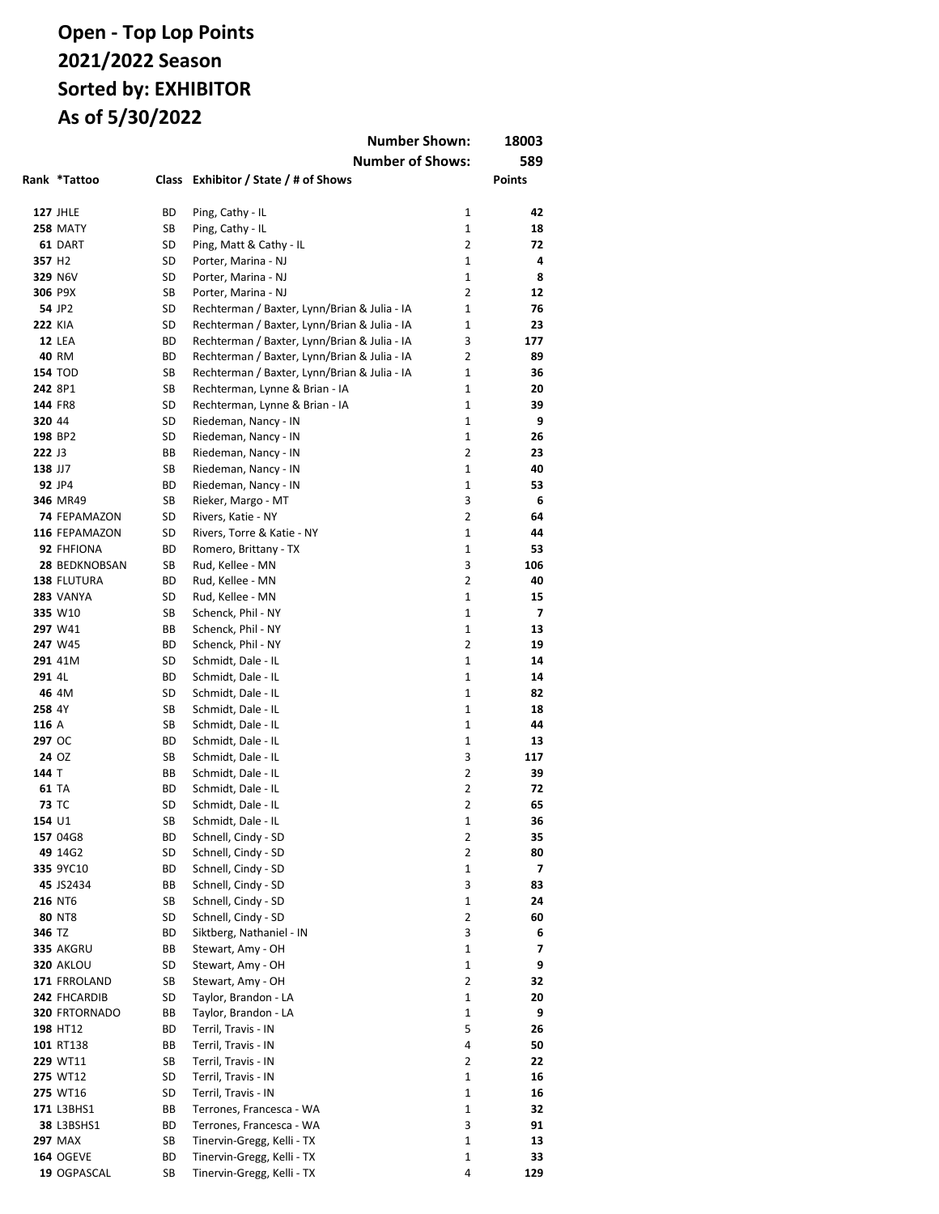# Open - Top Lop Points
# 2021/2022 Season
# Sorted by: EXHIBITOR
# As of 5/30/2022

**Number Shown:** 18003

**Number of Shows:** 589

| Rank | *Tattoo | Class | Exhibitor / State / # of Shows | | Points |
|---|---|---|---|---|---|
| **127** | JHLE | BD | Ping, Cathy - IL | 1 | **42** |
| **258** | MATY | SB | Ping, Cathy - IL | 1 | **18** |
| **61** | DART | SD | Ping, Matt & Cathy - IL | 2 | **72** |
| **357** | H2 | SD | Porter, Marina - NJ | 1 | **4** |
| **329** | N6V | SD | Porter, Marina - NJ | 1 | **8** |
| **306** | P9X | SB | Porter, Marina - NJ | 2 | **12** |
| **54** | JP2 | SD | Rechterman / Baxter, Lynn/Brian & Julia - IA | 1 | **76** |
| **222** | KIA | SD | Rechterman / Baxter, Lynn/Brian & Julia - IA | 1 | **23** |
| **12** | LEA | BD | Rechterman / Baxter, Lynn/Brian & Julia - IA | 3 | **177** |
| **40** | RM | BD | Rechterman / Baxter, Lynn/Brian & Julia - IA | 2 | **89** |
| **154** | TOD | SB | Rechterman / Baxter, Lynn/Brian & Julia - IA | 1 | **36** |
| **242** | 8P1 | SB | Rechterman, Lynne & Brian - IA | 1 | **20** |
| **144** | FR8 | SD | Rechterman, Lynne & Brian - IA | 1 | **39** |
| **320** | 44 | SD | Riedeman, Nancy - IN | 1 | **9** |
| **198** | BP2 | SD | Riedeman, Nancy - IN | 1 | **26** |
| **222** | J3 | BB | Riedeman, Nancy - IN | 2 | **23** |
| **138** | JJ7 | SB | Riedeman, Nancy - IN | 1 | **40** |
| **92** | JP4 | BD | Riedeman, Nancy - IN | 1 | **53** |
| **346** | MR49 | SB | Rieker, Margo - MT | 3 | **6** |
| **74** | FEPAMAZON | SD | Rivers, Katie - NY | 2 | **64** |
| **116** | FEPAMAZON | SD | Rivers, Torre & Katie - NY | 1 | **44** |
| **92** | FHFIONA | BD | Romero, Brittany - TX | 1 | **53** |
| **28** | BEDKNOBSAN | SB | Rud, Kellee - MN | 3 | **106** |
| **138** | FLUTURA | BD | Rud, Kellee - MN | 2 | **40** |
| **283** | VANYA | SD | Rud, Kellee - MN | 1 | **15** |
| **335** | W10 | SB | Schenck, Phil - NY | 1 | **7** |
| **297** | W41 | BB | Schenck, Phil - NY | 1 | **13** |
| **247** | W45 | BD | Schenck, Phil - NY | 2 | **19** |
| **291** | 41M | SD | Schmidt, Dale - IL | 1 | **14** |
| **291** | 4L | BD | Schmidt, Dale - IL | 1 | **14** |
| **46** | 4M | SD | Schmidt, Dale - IL | 1 | **82** |
| **258** | 4Y | SB | Schmidt, Dale - IL | 1 | **18** |
| **116** | A | SB | Schmidt, Dale - IL | 1 | **44** |
| **297** | OC | BD | Schmidt, Dale - IL | 1 | **13** |
| **24** | OZ | SB | Schmidt, Dale - IL | 3 | **117** |
| **144** | T | BB | Schmidt, Dale - IL | 2 | **39** |
| **61** | TA | BD | Schmidt, Dale - IL | 2 | **72** |
| **73** | TC | SD | Schmidt, Dale - IL | 2 | **65** |
| **154** | U1 | SB | Schmidt, Dale - IL | 1 | **36** |
| **157** | 04G8 | BD | Schnell, Cindy - SD | 2 | **35** |
| **49** | 14G2 | SD | Schnell, Cindy - SD | 2 | **80** |
| **335** | 9YC10 | BD | Schnell, Cindy - SD | 1 | **7** |
| **45** | JS2434 | BB | Schnell, Cindy - SD | 3 | **83** |
| **216** | NT6 | SB | Schnell, Cindy - SD | 1 | **24** |
| **80** | NT8 | SD | Schnell, Cindy - SD | 2 | **60** |
| **346** | TZ | BD | Siktberg, Nathaniel - IN | 3 | **6** |
| **335** | AKGRU | BB | Stewart, Amy - OH | 1 | **7** |
| **320** | AKLOU | SD | Stewart, Amy - OH | 1 | **9** |
| **171** | FRROLAND | SB | Stewart, Amy - OH | 2 | **32** |
| **242** | FHCARDIB | SD | Taylor, Brandon - LA | 1 | **20** |
| **320** | FRTORNADO | BB | Taylor, Brandon - LA | 1 | **9** |
| **198** | HT12 | BD | Terril, Travis - IN | 5 | **26** |
| **101** | RT138 | BB | Terril, Travis - IN | 4 | **50** |
| **229** | WT11 | SB | Terril, Travis - IN | 2 | **22** |
| **275** | WT12 | SD | Terril, Travis - IN | 1 | **16** |
| **275** | WT16 | SD | Terril, Travis - IN | 1 | **16** |
| **171** | L3BHS1 | BB | Terrones, Francesca - WA | 1 | **32** |
| **38** | L3BSHS1 | BD | Terrones, Francesca - WA | 3 | **91** |
| **297** | MAX | SB | Tinervin-Gregg, Kelli - TX | 1 | **13** |
| **164** | OGEVE | BD | Tinervin-Gregg, Kelli - TX | 1 | **33** |
| **19** | OGPASCAL | SB | Tinervin-Gregg, Kelli - TX | 4 | **129** |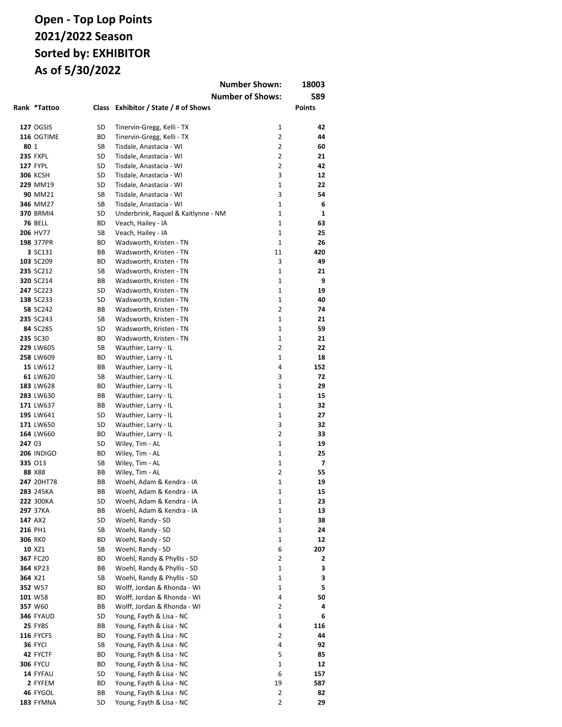# Open - Top Lop Points
# 2021/2022 Season
# Sorted by: EXHIBITOR
# As of 5/30/2022

| | | | Number Shown: | | 18003 |
|---|---|---|---|---|---|
| | | | Number of Shows: | | 589 |
| **Rank** | ***Tattoo** | **Class** | **Exhibitor / State / # of Shows** | | **Points** |
| **127** | OGSIS | SD | Tinervin-Gregg, Kelli - TX | 1 | **42** |
| **116** | OGTIME | BD | Tinervin-Gregg, Kelli - TX | 2 | **44** |
| **80** | 1 | SB | Tisdale, Anastacia - WI | 2 | **60** |
| **235** | FXPL | SD | Tisdale, Anastacia - WI | 2 | **21** |
| **127** | FYPL | SD | Tisdale, Anastacia - WI | 2 | **42** |
| **306** | KCSH | SD | Tisdale, Anastacia - WI | 3 | **12** |
| **229** | MM19 | SD | Tisdale, Anastacia - WI | 1 | **22** |
| **90** | MM21 | SB | Tisdale, Anastacia - WI | 3 | **54** |
| **346** | MM27 | SB | Tisdale, Anastacia - WI | 1 | **6** |
| **370** | BRMI4 | SD | Underbrink, Raquel & Kaitlynne - NM | 1 | **1** |
| **76** | BELL | BD | Veach, Hailey - IA | 1 | **63** |
| **206** | HV77 | SB | Veach, Hailey - IA | 1 | **25** |
| **198** | 377PR | BD | Wadsworth, Kristen - TN | 1 | **26** |
| **3** | SC131 | BB | Wadsworth, Kristen - TN | 11 | **420** |
| **103** | SC209 | BD | Wadsworth, Kristen - TN | 3 | **49** |
| **235** | SC212 | SB | Wadsworth, Kristen - TN | 1 | **21** |
| **320** | SC214 | BB | Wadsworth, Kristen - TN | 1 | **9** |
| **247** | SC223 | SD | Wadsworth, Kristen - TN | 1 | **19** |
| **138** | SC233 | SD | Wadsworth, Kristen - TN | 1 | **40** |
| **58** | SC242 | BB | Wadsworth, Kristen - TN | 2 | **74** |
| **235** | SC243 | SB | Wadsworth, Kristen - TN | 1 | **21** |
| **84** | SC285 | SD | Wadsworth, Kristen - TN | 1 | **59** |
| **235** | SC30 | BD | Wadsworth, Kristen - TN | 1 | **21** |
| **229** | LW605 | SB | Wauthier, Larry - IL | 2 | **22** |
| **258** | LW609 | BD | Wauthier, Larry - IL | 1 | **18** |
| **15** | LW612 | BB | Wauthier, Larry - IL | 4 | **152** |
| **61** | LW620 | SB | Wauthier, Larry - IL | 3 | **72** |
| **183** | LW628 | BD | Wauthier, Larry - IL | 1 | **29** |
| **283** | LW630 | BB | Wauthier, Larry - IL | 1 | **15** |
| **171** | LW637 | BB | Wauthier, Larry - IL | 1 | **32** |
| **195** | LW641 | SD | Wauthier, Larry - IL | 1 | **27** |
| **171** | LW650 | SD | Wauthier, Larry - IL | 3 | **32** |
| **164** | LW660 | BD | Wauthier, Larry - IL | 2 | **33** |
| **247** | 03 | SD | Wiley, Tim - AL | 1 | **19** |
| **206** | INDIGO | BD | Wiley, Tim - AL | 1 | **25** |
| **335** | O13 | SB | Wiley, Tim - AL | 1 | **7** |
| **88** | X88 | BB | Wiley, Tim - AL | 2 | **55** |
| **247** | 20HT78 | BB | Woehl, Adam & Kendra - IA | 1 | **19** |
| **283** | 245KA | BB | Woehl, Adam & Kendra - IA | 1 | **15** |
| **222** | 300KA | SD | Woehl, Adam & Kendra - IA | 1 | **23** |
| **297** | 37KA | BB | Woehl, Adam & Kendra - IA | 1 | **13** |
| **147** | AX2 | SD | Woehl, Randy - SD | 1 | **38** |
| **216** | PH1 | SB | Woehl, Randy - SD | 1 | **24** |
| **306** | RK0 | BD | Woehl, Randy - SD | 1 | **12** |
| **10** | XZ1 | SB | Woehl, Randy - SD | 6 | **207** |
| **367** | FC20 | BD | Woehl, Randy & Phyllis - SD | 2 | **2** |
| **364** | KP23 | BB | Woehl, Randy & Phyllis - SD | 1 | **3** |
| **364** | X21 | SB | Woehl, Randy & Phyllis - SD | 1 | **3** |
| **352** | W57 | BD | Wolff, Jordan & Rhonda - WI | 1 | **5** |
| **101** | W58 | BD | Wolff, Jordan & Rhonda - WI | 4 | **50** |
| **357** | W60 | BB | Wolff, Jordan & Rhonda - WI | 2 | **4** |
| **346** | FYAUD | SD | Young, Fayth & Lisa - NC | 1 | **6** |
| **25** | FYBS | BB | Young, Fayth & Lisa - NC | 4 | **116** |
| **116** | FYCFS | BD | Young, Fayth & Lisa - NC | 2 | **44** |
| **36** | FYCI | SB | Young, Fayth & Lisa - NC | 4 | **92** |
| **42** | FYCTF | BD | Young, Fayth & Lisa - NC | 5 | **85** |
| **306** | FYCU | BD | Young, Fayth & Lisa - NC | 1 | **12** |
| **14** | FYFAU | SD | Young, Fayth & Lisa - NC | 6 | **157** |
| **2** | FYFEM | BD | Young, Fayth & Lisa - NC | 19 | **587** |
| **46** | FYGOL | BB | Young, Fayth & Lisa - NC | 2 | **82** |
| **183** | FYMNA | SD | Young, Fayth & Lisa - NC | 2 | **29** |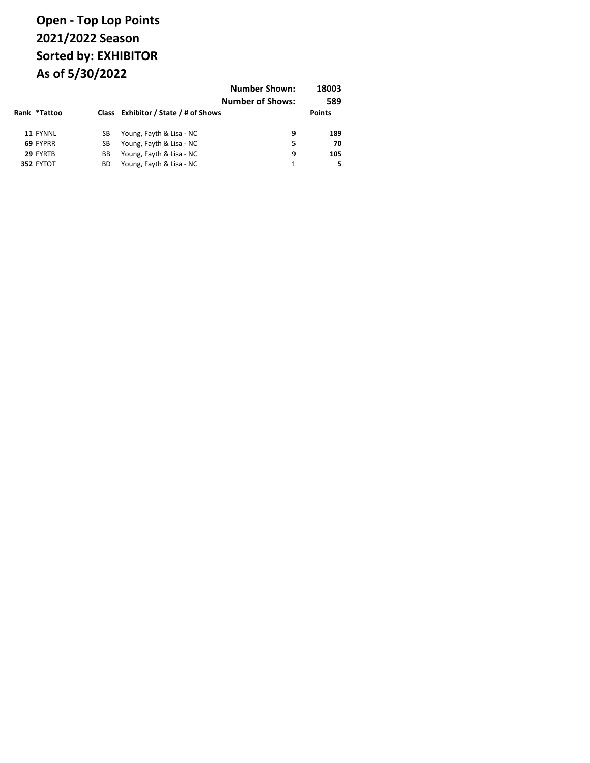**Open - Top Lop Points**
**2021/2022 Season**
**Sorted by: EXHIBITOR**
**As of 5/30/2022**

**Number Shown: 18003**
**Number of Shows: 589**

| Rank | *Tattoo | Class | Exhibitor / State / # of Shows | | Points |
|---|---|---|---|---|---|
| **11** | FYNNL | SB | Young, Fayth & Lisa - NC | 9 | **189** |
| **69** | FYPRR | SB | Young, Fayth & Lisa - NC | 5 | **70** |
| **29** | FYRTB | BB | Young, Fayth & Lisa - NC | 9 | **105** |
| **352** | FYTOT | BD | Young, Fayth & Lisa - NC | 1 | **5** |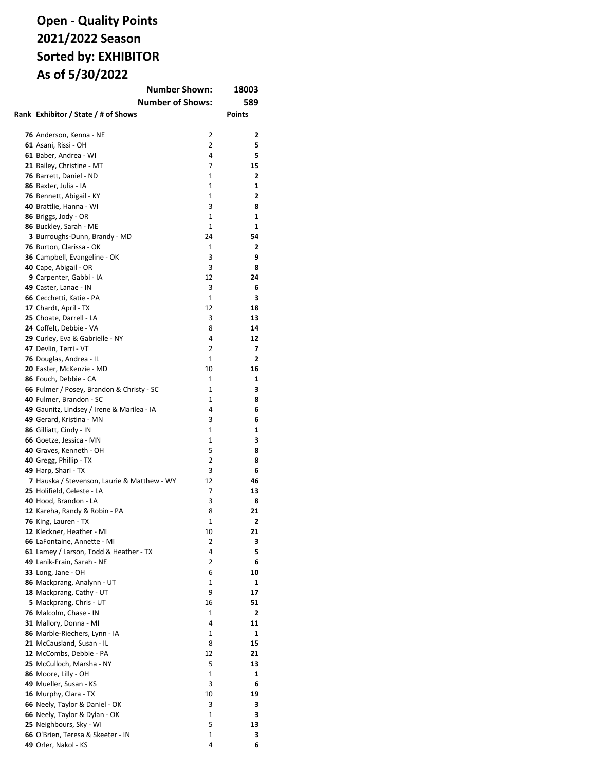# Open - Quality Points
# 2021/2022 Season
# Sorted by: EXHIBITOR
# As of 5/30/2022

**Number Shown:** 18003

**Number of Shows:** 589

| Rank | Exhibitor / State / # of Shows | | Points |
|---|---|---|---|
| 76 | Anderson, Kenna - NE | 2 | 2 |
| 61 | Asani, Rissi - OH | 2 | 5 |
| 61 | Baber, Andrea - WI | 4 | 5 |
| 21 | Bailey, Christine - MT | 7 | 15 |
| 76 | Barrett, Daniel - ND | 1 | 2 |
| 86 | Baxter, Julia - IA | 1 | 1 |
| 76 | Bennett, Abigail - KY | 1 | 2 |
| 40 | Brattlie, Hanna - WI | 3 | 8 |
| 86 | Briggs, Jody - OR | 1 | 1 |
| 86 | Buckley, Sarah - ME | 1 | 1 |
| 3 | Burroughs-Dunn, Brandy - MD | 24 | 54 |
| 76 | Burton, Clarissa - OK | 1 | 2 |
| 36 | Campbell, Evangeline - OK | 3 | 9 |
| 40 | Cape, Abigail - OR | 3 | 8 |
| 9 | Carpenter, Gabbi - IA | 12 | 24 |
| 49 | Caster, Lanae - IN | 3 | 6 |
| 66 | Cecchetti, Katie - PA | 1 | 3 |
| 17 | Chardt, April - TX | 12 | 18 |
| 25 | Choate, Darrell - LA | 3 | 13 |
| 24 | Coffelt, Debbie - VA | 8 | 14 |
| 29 | Curley, Eva & Gabrielle - NY | 4 | 12 |
| 47 | Devlin, Terri - VT | 2 | 7 |
| 76 | Douglas, Andrea - IL | 1 | 2 |
| 20 | Easter, McKenzie - MD | 10 | 16 |
| 86 | Fouch, Debbie - CA | 1 | 1 |
| 66 | Fulmer / Posey, Brandon & Christy - SC | 1 | 3 |
| 40 | Fulmer, Brandon - SC | 1 | 8 |
| 49 | Gaunitz, Lindsey / Irene & Marilea - IA | 4 | 6 |
| 49 | Gerard, Kristina - MN | 3 | 6 |
| 86 | Gilliatt, Cindy - IN | 1 | 1 |
| 66 | Goetze, Jessica - MN | 1 | 3 |
| 40 | Graves, Kenneth - OH | 5 | 8 |
| 40 | Gregg, Phillip - TX | 2 | 8 |
| 49 | Harp, Shari - TX | 3 | 6 |
| 7 | Hauska / Stevenson, Laurie & Matthew - WY | 12 | 46 |
| 25 | Holifield, Celeste - LA | 7 | 13 |
| 40 | Hood, Brandon - LA | 3 | 8 |
| 12 | Kareha, Randy & Robin - PA | 8 | 21 |
| 76 | King, Lauren - TX | 1 | 2 |
| 12 | Kleckner, Heather - MI | 10 | 21 |
| 66 | LaFontaine, Annette - MI | 2 | 3 |
| 61 | Lamey / Larson, Todd & Heather - TX | 4 | 5 |
| 49 | Lanik-Frain, Sarah - NE | 2 | 6 |
| 33 | Long, Jane - OH | 6 | 10 |
| 86 | Mackprang, Analynn - UT | 1 | 1 |
| 18 | Mackprang, Cathy - UT | 9 | 17 |
| 5 | Mackprang, Chris - UT | 16 | 51 |
| 76 | Malcolm, Chase - IN | 1 | 2 |
| 31 | Mallory, Donna - MI | 4 | 11 |
| 86 | Marble-Riechers, Lynn - IA | 1 | 1 |
| 21 | McCausland, Susan - IL | 8 | 15 |
| 12 | McCombs, Debbie - PA | 12 | 21 |
| 25 | McCulloch, Marsha - NY | 5 | 13 |
| 86 | Moore, Lilly - OH | 1 | 1 |
| 49 | Mueller, Susan - KS | 3 | 6 |
| 16 | Murphy, Clara - TX | 10 | 19 |
| 66 | Neely, Taylor & Daniel - OK | 3 | 3 |
| 66 | Neely, Taylor & Dylan - OK | 1 | 3 |
| 25 | Neighbours, Sky - WI | 5 | 13 |
| 66 | O'Brien, Teresa & Skeeter - IN | 1 | 3 |
| 49 | Orler, Nakol - KS | 4 | 6 |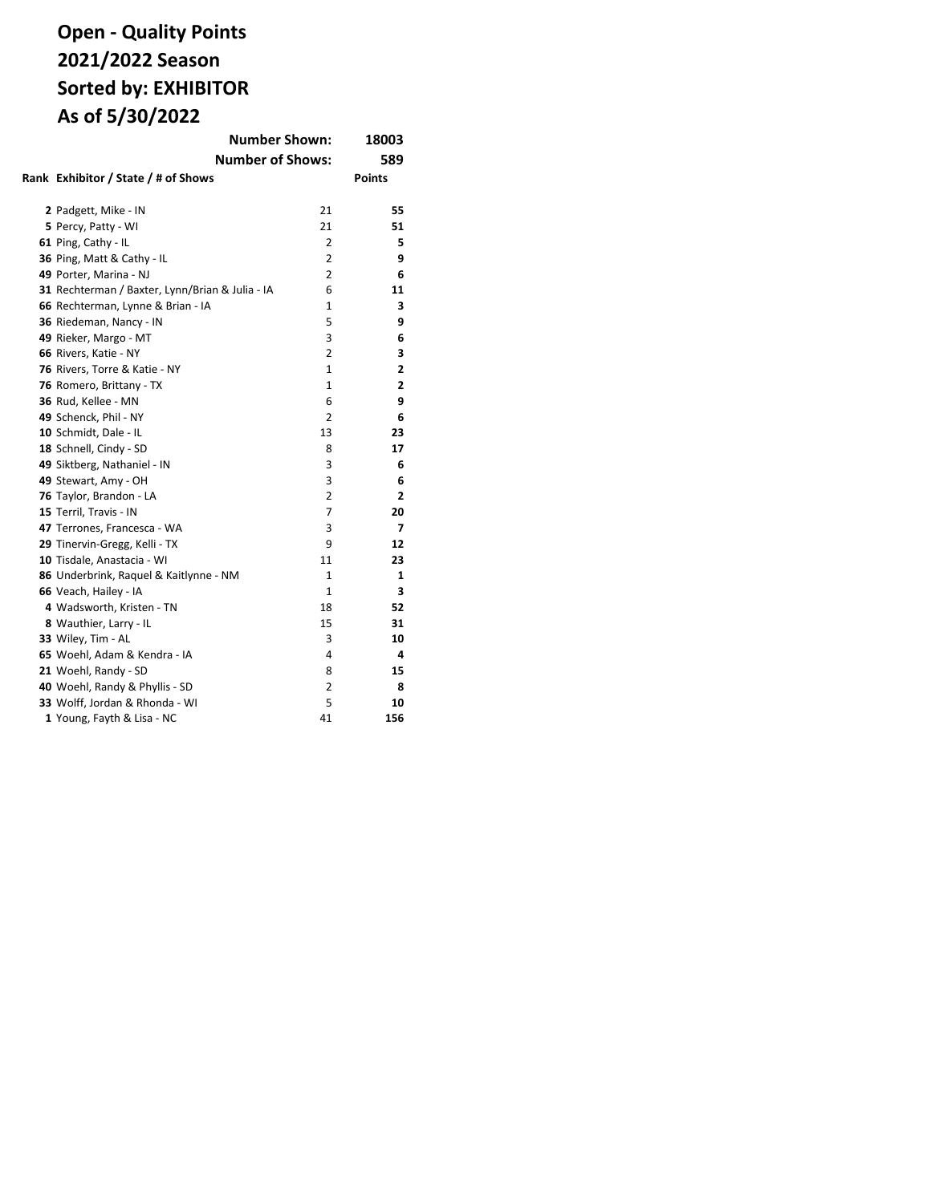# Open - Quality Points
# 2021/2022 Season
# Sorted by: EXHIBITOR
# As of 5/30/2022

| | | | |
|---|---|---|---|
| | **Number Shown:** | | **18003** |
| | **Number of Shows:** | | **589** |
| **Rank** | **Exhibitor / State / # of Shows** | | **Points** |
| **2** | Padgett, Mike - IN | 21 | **55** |
| **5** | Percy, Patty - WI | 21 | **51** |
| **61** | Ping, Cathy - IL | 2 | **5** |
| **36** | Ping, Matt & Cathy - IL | 2 | **9** |
| **49** | Porter, Marina - NJ | 2 | **6** |
| **31** | Rechterman / Baxter, Lynn/Brian & Julia - IA | 6 | **11** |
| **66** | Rechterman, Lynne & Brian - IA | 1 | **3** |
| **36** | Riedeman, Nancy - IN | 5 | **9** |
| **49** | Rieker, Margo - MT | 3 | **6** |
| **66** | Rivers, Katie - NY | 2 | **3** |
| **76** | Rivers, Torre & Katie - NY | 1 | **2** |
| **76** | Romero, Brittany - TX | 1 | **2** |
| **36** | Rud, Kellee - MN | 6 | **9** |
| **49** | Schenck, Phil - NY | 2 | **6** |
| **10** | Schmidt, Dale - IL | 13 | **23** |
| **18** | Schnell, Cindy - SD | 8 | **17** |
| **49** | Siktberg, Nathaniel - IN | 3 | **6** |
| **49** | Stewart, Amy - OH | 3 | **6** |
| **76** | Taylor, Brandon - LA | 2 | **2** |
| **15** | Terril, Travis - IN | 7 | **20** |
| **47** | Terrones, Francesca - WA | 3 | **7** |
| **29** | Tinervin-Gregg, Kelli - TX | 9 | **12** |
| **10** | Tisdale, Anastacia - WI | 11 | **23** |
| **86** | Underbrink, Raquel & Kaitlynne - NM | 1 | **1** |
| **66** | Veach, Hailey - IA | 1 | **3** |
| **4** | Wadsworth, Kristen - TN | 18 | **52** |
| **8** | Wauthier, Larry - IL | 15 | **31** |
| **33** | Wiley, Tim - AL | 3 | **10** |
| **65** | Woehl, Adam & Kendra - IA | 4 | **4** |
| **21** | Woehl, Randy - SD | 8 | **15** |
| **40** | Woehl, Randy & Phyllis - SD | 2 | **8** |
| **33** | Wolff, Jordan & Rhonda - WI | 5 | **10** |
| **1** | Young, Fayth & Lisa - NC | 41 | **156** |